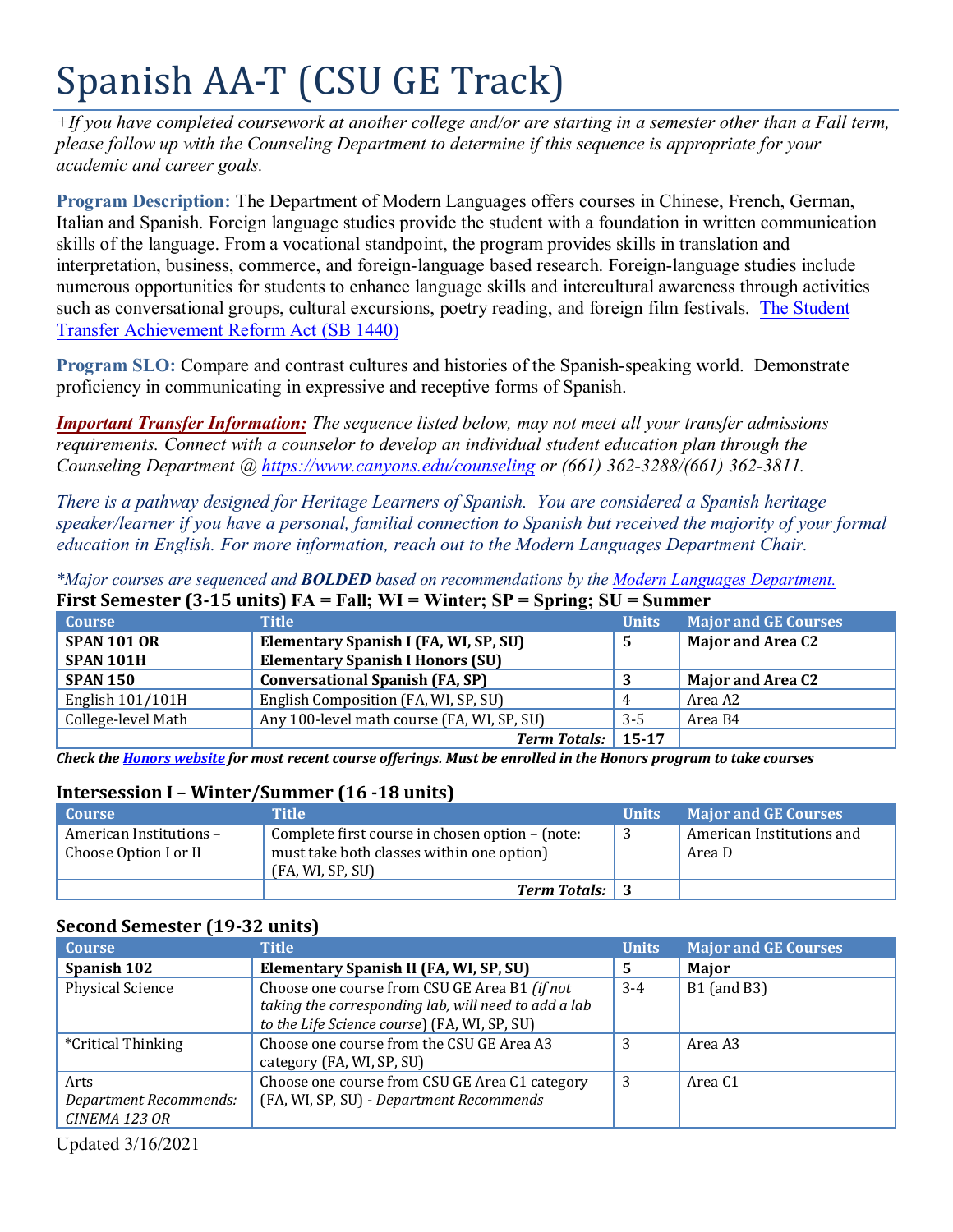# Spanish AA-T (CSU GE Track)

*+If you have completed coursework at another college and/or are starting in a semester other than a Fall term, please follow up with the Counseling Department to determine if this sequence is appropriate for your academic and career goals.*

**Program Description:** The Department of Modern Languages offers courses in Chinese, French, German, Italian and Spanish. Foreign language studies provide the student with a foundation in written communication skills of the language. From a vocational standpoint, the program provides skills in translation and interpretation, business, commerce, and foreign-language based research. Foreign-language studies include numerous opportunities for students to enhance language skills and intercultural awareness through activities such as conversational groups, cultural excursions, poetry reading, and foreign film festivals. [The Student Transfer Achievement Reform Act (SB 1440)]

**Program SLO:** Compare and contrast cultures and histories of the Spanish-speaking world. Demonstrate proficiency in communicating in expressive and receptive forms of Spanish.

***Important Transfer Information:*** *The sequence listed below, may not meet all your transfer admissions requirements. Connect with a counselor to develop an individual student education plan through the Counseling Department @ https://www.canyons.edu/counseling or (661) 362-3288/(661) 362-3811.*

*There is a pathway designed for Heritage Learners of Spanish. You are considered a Spanish heritage speaker/learner if you have a personal, familial connection to Spanish but received the majority of your formal education in English. For more information, reach out to the Modern Languages Department Chair.*

*\*Major courses are sequenced and **BOLDED** based on recommendations by the Modern Languages Department.*

### First Semester (3-15 units) FA = Fall; WI = Winter; SP = Spring; SU = Summer

| Course | Title | Units | Major and GE Courses |
|---|---|---|---|
| **SPAN 101 OR SPAN 101H** | **Elementary Spanish I (FA, WI, SP, SU) Elementary Spanish I Honors (SU)** | **5** | **Major and Area C2** |
| **SPAN 150** | **Conversational Spanish (FA, SP)** | **3** | **Major and Area C2** |
| English 101/101H | English Composition (FA, WI, SP, SU) | 4 | Area A2 |
| College-level Math | Any 100-level math course (FA, WI, SP, SU) | 3-5 | Area B4 |
| | ***Term Totals:*** | **15-17** | |

***Check the Honors website for most recent course offerings. Must be enrolled in the Honors program to take courses***

### Intersession I – Winter/Summer (16 -18 units)

| Course | Title | Units | Major and GE Courses |
|---|---|---|---|
| American Institutions – Choose Option I or II | Complete first course in chosen option – (note: must take both classes within one option) (FA, WI, SP, SU) | 3 | American Institutions and Area D |
| | ***Term Totals:*** | **3** | |

### Second Semester (19-32 units)

| Course | Title | Units | Major and GE Courses |
|---|---|---|---|
| **Spanish 102** | **Elementary Spanish II (FA, WI, SP, SU)** | **5** | **Major** |
| Physical Science | Choose one course from CSU GE Area B1 *(if not taking the corresponding lab, will need to add a lab to the Life Science course)* (FA, WI, SP, SU) | 3-4 | B1 (and B3) |
| \*Critical Thinking | Choose one course from the CSU GE Area A3 category (FA, WI, SP, SU) | 3 | Area A3 |
| Arts *Department Recommends: CINEMA 123 OR* | Choose one course from CSU GE Area C1 category (FA, WI, SP, SU) - *Department Recommends* | 3 | Area C1 |

Updated 3/16/2021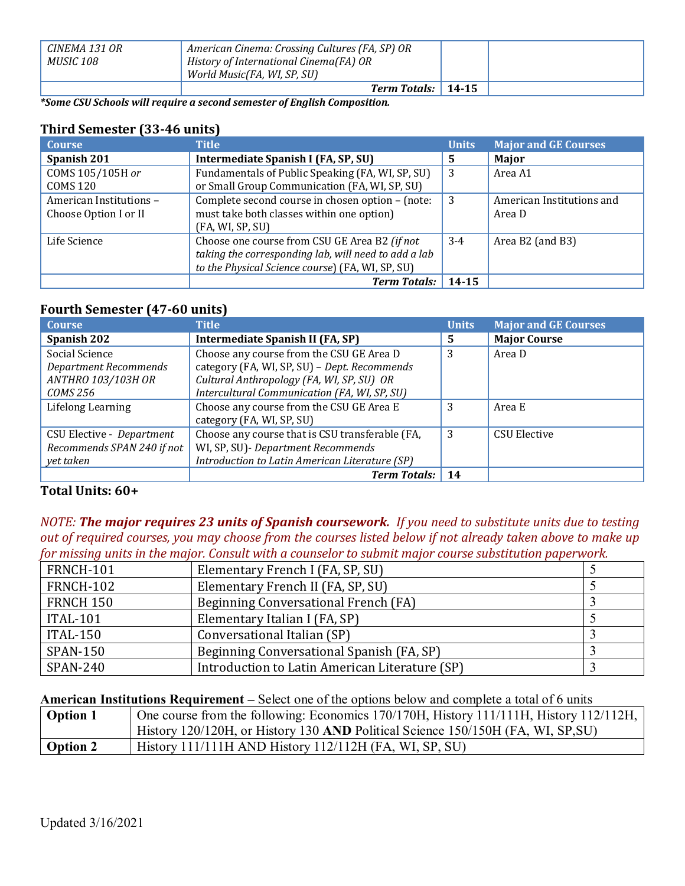| | | | |
|---|---|---|---|
| *CINEMA 131 OR MUSIC 108* | *American Cinema: Crossing Cultures (FA, SP) OR History of International Cinema(FA) OR World Music(FA, WI, SP, SU)* | | |
| | ***Term Totals:*** | **14-15** | |

***Some CSU Schools will require a second semester of English Composition.**

### Third Semester (33-46 units)

| Course | Title | Units | Major and GE Courses |
|---|---|---|---|
| **Spanish 201** | **Intermediate Spanish I (FA, SP, SU)** | **5** | **Major** |
| COMS 105/105H *or* COMS 120 | Fundamentals of Public Speaking (FA, WI, SP, SU) or Small Group Communication (FA, WI, SP, SU) | 3 | Area A1 |
| American Institutions – Choose Option I or II | Complete second course in chosen option – (note: must take both classes within one option) (FA, WI, SP, SU) | 3 | American Institutions and Area D |
| Life Science | Choose one course from CSU GE Area B2 *(if not taking the corresponding lab, will need to add a lab to the Physical Science course*) (FA, WI, SP, SU) | 3-4 | Area B2 (and B3) |
| | ***Term Totals:*** | **14-15** | |

### Fourth Semester (47-60 units)

| Course | Title | Units | Major and GE Courses |
|---|---|---|---|
| **Spanish 202** | **Intermediate Spanish II (FA, SP)** | **5** | **Major Course** |
| Social Science *Department Recommends ANTHRO 103/103H OR COMS 256* | Choose any course from the CSU GE Area D category (FA, WI, SP, SU) – *Dept. Recommends Cultural Anthropology (FA, WI, SP, SU) OR Intercultural Communication (FA, WI, SP, SU)* | 3 | Area D |
| Lifelong Learning | Choose any course from the CSU GE Area E category (FA, WI, SP, SU) | 3 | Area E |
| CSU Elective - *Department Recommends SPAN 240 if not yet taken* | Choose any course that is CSU transferable (FA, WI, SP, SU)- *Department Recommends Introduction to Latin American Literature (SP)* | 3 | CSU Elective |
| | ***Term Totals:*** | **14** | |

**Total Units: 60+**

*NOTE:* ***The major requires 23 units of Spanish coursework.*** *If you need to substitute units due to testing out of required courses, you may choose from the courses listed below if not already taken above to make up for missing units in the major. Consult with a counselor to submit major course substitution paperwork.*

| | | |
|---|---|---|
| FRNCH-101 | Elementary French I (FA, SP, SU) | 5 |
| FRNCH-102 | Elementary French II (FA, SP, SU) | 5 |
| FRNCH 150 | Beginning Conversational French (FA) | 3 |
| ITAL-101 | Elementary Italian I (FA, SP) | 5 |
| ITAL-150 | Conversational Italian (SP) | 3 |
| SPAN-150 | Beginning Conversational Spanish (FA, SP) | 3 |
| SPAN-240 | Introduction to Latin American Literature (SP) | 3 |

**American Institutions Requirement** – Select one of the options below and complete a total of 6 units

| | |
|---|---|
| **Option 1** | One course from the following: Economics 170/170H, History 111/111H, History 112/112H, History 120/120H, or History 130 **AND** Political Science 150/150H (FA, WI, SP,SU) |
| **Option 2** | History 111/111H AND History 112/112H (FA, WI, SP, SU) |

Updated 3/16/2021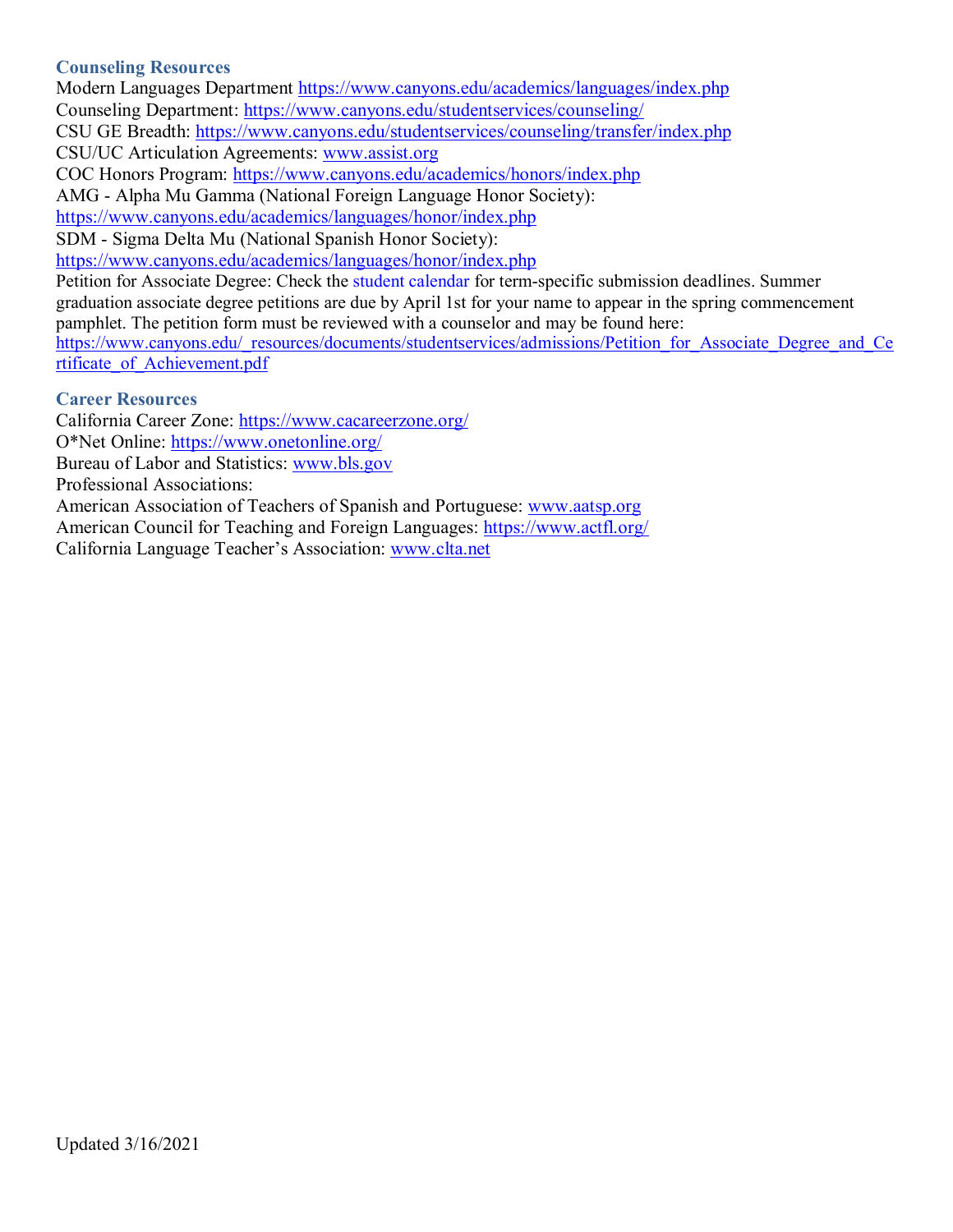## Counseling Resources

Modern Languages Department https://www.canyons.edu/academics/languages/index.php
Counseling Department: https://www.canyons.edu/studentservices/counseling/
CSU GE Breadth: https://www.canyons.edu/studentservices/counseling/transfer/index.php
CSU/UC Articulation Agreements: www.assist.org
COC Honors Program: https://www.canyons.edu/academics/honors/index.php
AMG - Alpha Mu Gamma (National Foreign Language Honor Society):
https://www.canyons.edu/academics/languages/honor/index.php
SDM - Sigma Delta Mu (National Spanish Honor Society):
https://www.canyons.edu/academics/languages/honor/index.php
Petition for Associate Degree: Check the student calendar for term-specific submission deadlines. Summer graduation associate degree petitions are due by April 1st for your name to appear in the spring commencement pamphlet. The petition form must be reviewed with a counselor and may be found here:
https://www.canyons.edu/_resources/documents/studentservices/admissions/Petition_for_Associate_Degree_and_Certificate_of_Achievement.pdf

## Career Resources

California Career Zone: https://www.cacareerzone.org/
O*Net Online: https://www.onetonline.org/
Bureau of Labor and Statistics: www.bls.gov
Professional Associations:
American Association of Teachers of Spanish and Portuguese: www.aatsp.org
American Council for Teaching and Foreign Languages: https://www.actfl.org/
California Language Teacher's Association: www.clta.net

Updated 3/16/2021